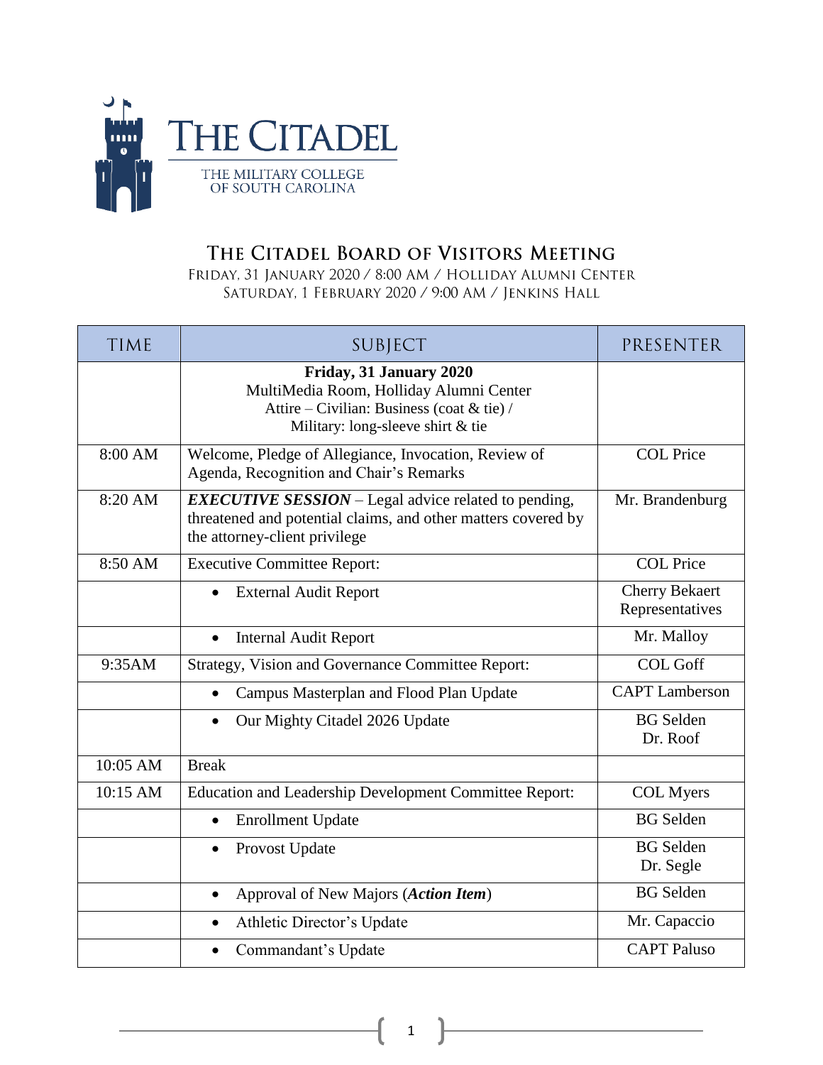# THE CITADEL

THE MILITARY COLLEGE OF SOUTH CAROLINA

## THE CITADEL BOARD OF VISITORS MEETING

FRIDAY, 31 JANUARY 2020 / 8:00 AM / HOLLIDAY ALUMNI CENTER
SATURDAY, 1 FEBRUARY 2020 / 9:00 AM / JENKINS HALL

| TIME | SUBJECT | PRESENTER |
|---|---|---|
| | **Friday, 31 January 2020** MultiMedia Room, Holliday Alumni Center Attire – Civilian: Business (coat & tie) / Military: long-sleeve shirt & tie | |
| 8:00 AM | Welcome, Pledge of Allegiance, Invocation, Review of Agenda, Recognition and Chair's Remarks | COL Price |
| 8:20 AM | ***EXECUTIVE SESSION*** – Legal advice related to pending, threatened and potential claims, and other matters covered by the attorney-client privilege | Mr. Brandenburg |
| 8:50 AM | Executive Committee Report: | COL Price |
| | • External Audit Report | Cherry Bekaert Representatives |
| | • Internal Audit Report | Mr. Malloy |
| 9:35AM | Strategy, Vision and Governance Committee Report: | COL Goff |
| | • Campus Masterplan and Flood Plan Update | CAPT Lamberson |
| | • Our Mighty Citadel 2026 Update | BG Selden Dr. Roof |
| 10:05 AM | Break | |
| 10:15 AM | Education and Leadership Development Committee Report: | COL Myers |
| | • Enrollment Update | BG Selden |
| | • Provost Update | BG Selden Dr. Segle |
| | • Approval of New Majors (***Action Item***) | BG Selden |
| | • Athletic Director's Update | Mr. Capaccio |
| | • Commandant's Update | CAPT Paluso |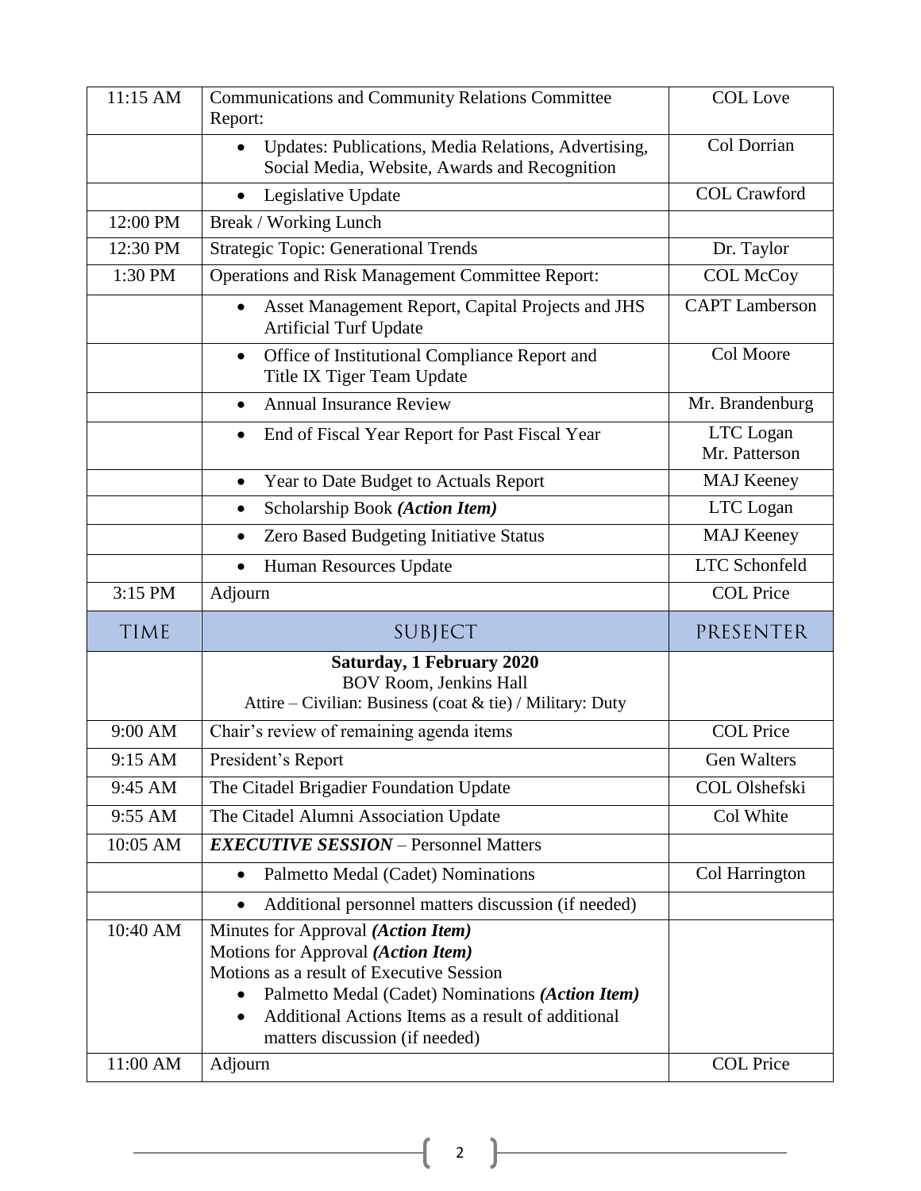| | | |
|---|---|---|
| 11:15 AM | Communications and Community Relations Committee Report: | COL Love |
| | • Updates: Publications, Media Relations, Advertising, Social Media, Website, Awards and Recognition | Col Dorrian |
| | • Legislative Update | COL Crawford |
| 12:00 PM | Break / Working Lunch | |
| 12:30 PM | Strategic Topic: Generational Trends | Dr. Taylor |
| 1:30 PM | Operations and Risk Management Committee Report: | COL McCoy |
| | • Asset Management Report, Capital Projects and JHS Artificial Turf Update | CAPT Lamberson |
| | • Office of Institutional Compliance Report and Title IX Tiger Team Update | Col Moore |
| | • Annual Insurance Review | Mr. Brandenburg |
| | • End of Fiscal Year Report for Past Fiscal Year | LTC Logan<br>Mr. Patterson |
| | • Year to Date Budget to Actuals Report | MAJ Keeney |
| | • Scholarship Book ***(Action Item)*** | LTC Logan |
| | • Zero Based Budgeting Initiative Status | MAJ Keeney |
| | • Human Resources Update | LTC Schonfeld |
| 3:15 PM | Adjourn | COL Price |

| TIME | SUBJECT | PRESENTER |
|---|---|---|
| | **Saturday, 1 February 2020**<br>BOV Room, Jenkins Hall<br>Attire – Civilian: Business (coat & tie) / Military: Duty | |
| 9:00 AM | Chair's review of remaining agenda items | COL Price |
| 9:15 AM | President's Report | Gen Walters |
| 9:45 AM | The Citadel Brigadier Foundation Update | COL Olshefski |
| 9:55 AM | The Citadel Alumni Association Update | Col White |
| 10:05 AM | ***EXECUTIVE SESSION*** – Personnel Matters | |
| | • Palmetto Medal (Cadet) Nominations | Col Harrington |
| | • Additional personnel matters discussion (if needed) | |
| 10:40 AM | Minutes for Approval ***(Action Item)***<br>Motions for Approval ***(Action Item)***<br>Motions as a result of Executive Session<br>• Palmetto Medal (Cadet) Nominations ***(Action Item)***<br>• Additional Actions Items as a result of additional matters discussion (if needed) | |
| 11:00 AM | Adjourn | COL Price |